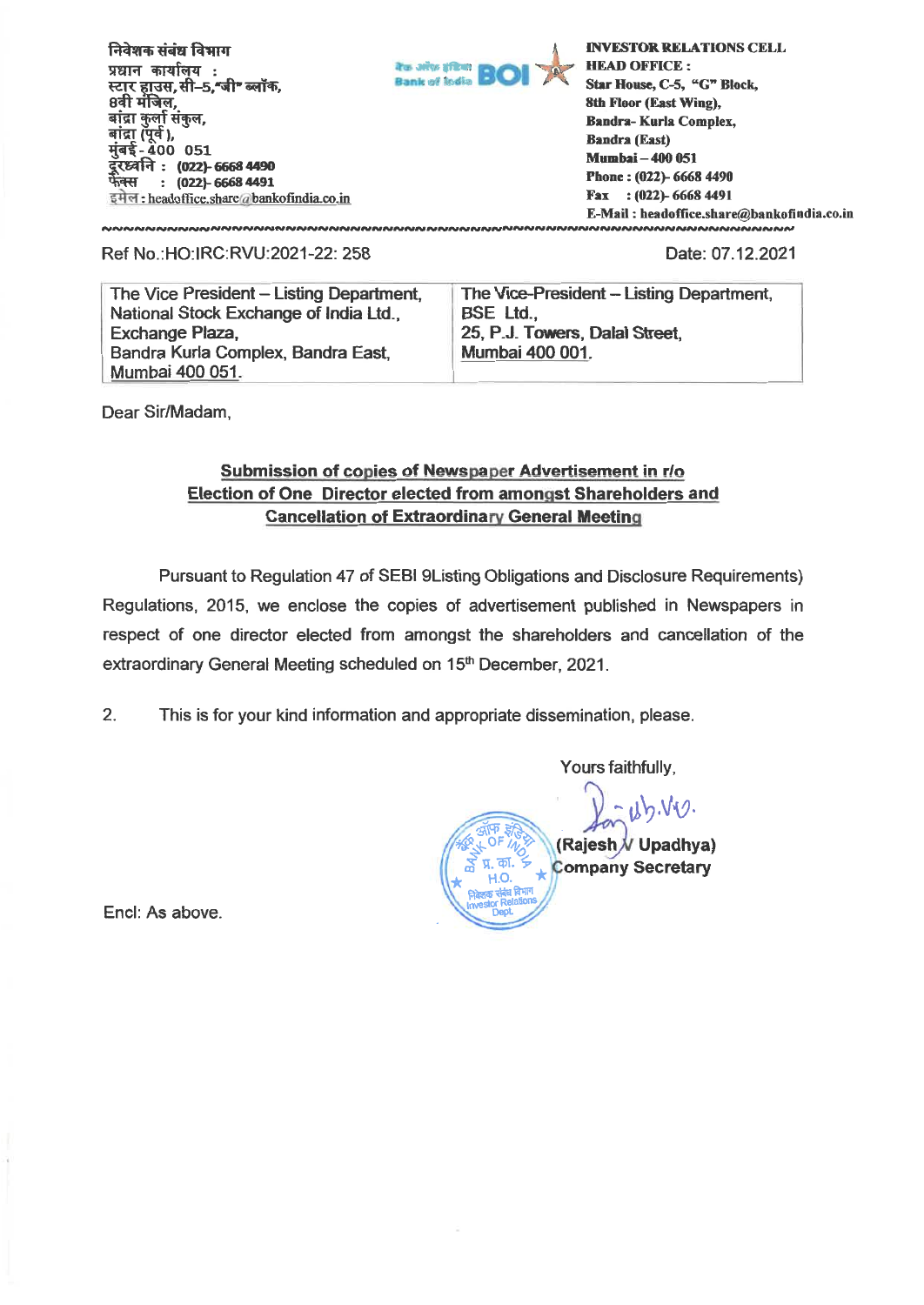निवेशक संबंध विभाग
प्रधान कार्यालय :
स्टार हाउस, सी–5,"जी" ब्लॉक,
8वी मंजिल,
बांद्रा कुर्ला संकुल,
बांद्रा (पूर्व ),
मुंबई - 400 051
दूरध्वनि : (022)- 6668 4490
फेक्स : (022)- 6668 4491
इमेल : headoffice.share@bankofindia.co.in

**INVESTOR RELATIONS CELL**
**HEAD OFFICE :**
**Star House, C-5, "G" Block,**
**8th Floor (East Wing),**
**Bandra- Kurla Complex,**
**Bandra (East)**
**Mumbai – 400 051**
**Phone : (022)- 6668 4490**
**Fax : (022)- 6668 4491**
**E-Mail : headoffice.share@bankofindia.co.in**

Ref No.:HO:IRC:RVU:2021-22: 258

Date: 07.12.2021

| The Vice President – Listing Department, National Stock Exchange of India Ltd., Exchange Plaza, Bandra Kurla Complex, Bandra East, Mumbai 400 051. | The Vice-President – Listing Department, BSE Ltd., 25, P.J. Towers, Dalal Street, Mumbai 400 001. |
|---|---|

Dear Sir/Madam,

**Submission of copies of Newspaper Advertisement in r/o Election of One Director elected from amongst Shareholders and Cancellation of Extraordinary General Meeting**

Pursuant to Regulation 47 of SEBI 9Listing Obligations and Disclosure Requirements) Regulations, 2015, we enclose the copies of advertisement published in Newspapers in respect of one director elected from amongst the shareholders and cancellation of the extraordinary General Meeting scheduled on 15th December, 2021.

2. This is for your kind information and appropriate dissemination, please.

Yours faithfully,

(Rajesh V Upadhya)
Company Secretary

Encl: As above.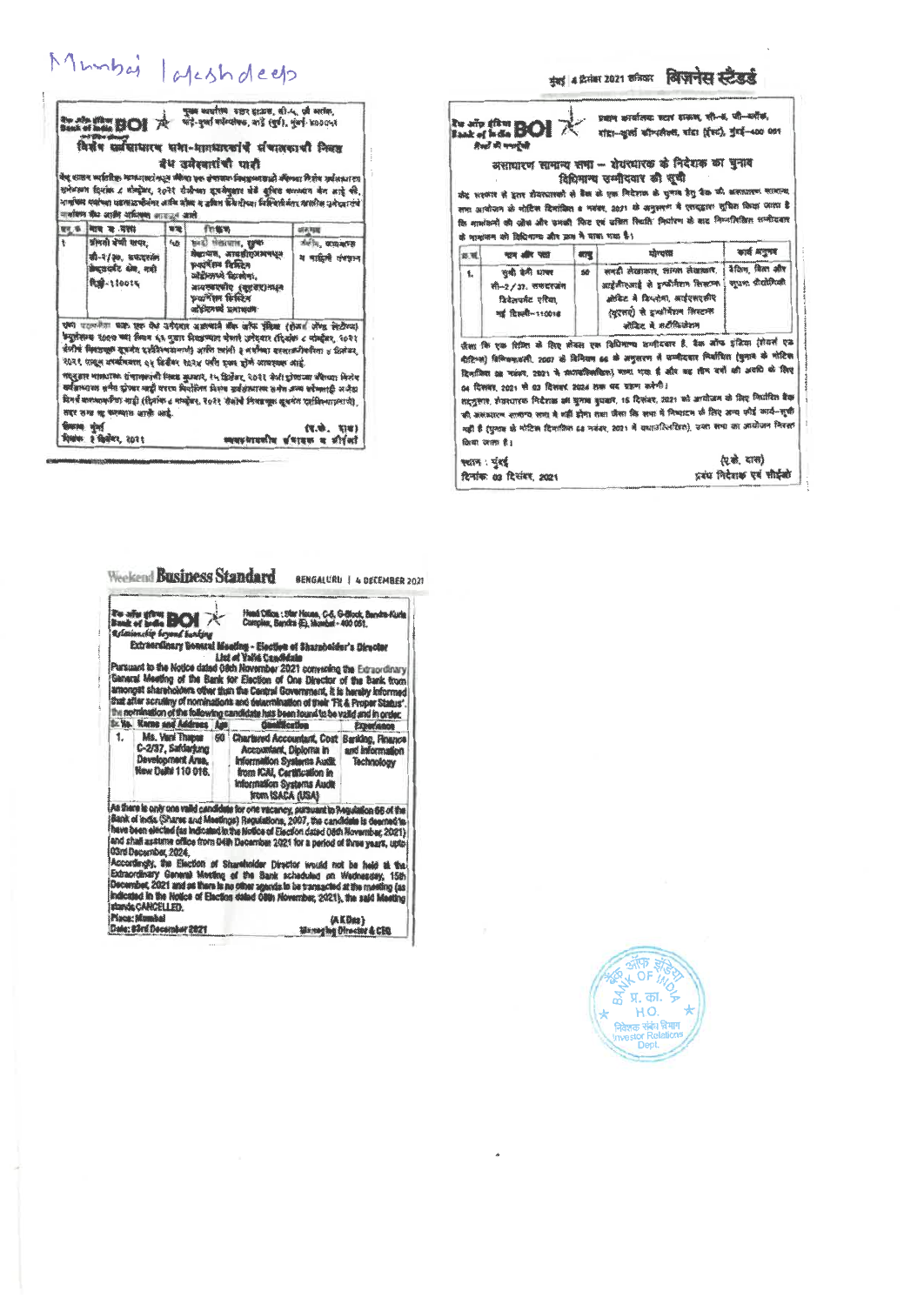Mumbai Lakshdeep

**बँक ऑफ इंडिया BOI** Bank of India
*नात्यापलीकडील बँकिंग*

मुख्य कार्यालय: स्टार हाऊस, सी-५, जी ब्लॉक, वांद्रे-कुर्ला संकुल, वांद्रे (पूर्व), मुंबई-४०००५१

## विशेष सर्वसाधारण सभा-भागधारकांचे संचालकाची निवड

### वैध उमेदवारांची यादी

केंद्र शासन व्यतिरिक्त भागधारकांमधून बँकेच्या एक संचालक निवडणुकीसाठी बँकेच्या विशेष सर्वसाधारण सभेबाबत दिनांक ८ नोव्हेंबर, २०२१ रोजीच्या सूचनेनुसार येथे सूचित करण्यात येत आहे की, नामांकनांची छाननी आणि त्यांच्या 'फिट अँड प्रॉपर' स्थिती निर्धारणानंतर खालील उमेदवाराचे नामांकन वैध आणि योग्य आढळून आले आहे.

| अनु.क्र. | नाव व पत्ता | वय | शिक्षण | अनुभव |
|---|---|---|---|---|
| १ | श्रीमती वेणी थापर, सी-२/३७, सफदरजंग डेव्हलपमेंट क्षेत्र, नवी दिल्ली-११००१६ | ६० | सनदी लेखापाल, खर्च लेखापाल, आयसीएआय मधून इन्फॉर्मेशन सिस्टिम ऑडिटमध्ये डिप्लोमा, आयएसएसीए (यूएसए) मधून इन्फॉर्मेशन सिस्टिम ऑडिटमध्ये प्रमाणपत्र | बँकिंग, वित्त व माहिती तंत्रज्ञान |

एका रिक्त जागेसाठी एकच वैध उमेदवार असल्याने बँक ऑफ इंडिया (शेअर्स अँड मीटिंग्ज) रेग्युलेशन्स २००७ च्या नियम ६६ नुसार उमेदवार निवडून आल्याचे मानले जाते (दिनांक ८ नोव्हेंबर, २०२१ रोजीच्या निवडणूक सूचनेत नमूद केल्याप्रमाणे) आणि ते ४ डिसेंबर, २०२१ पासून तीन वर्षांकरिता, ३ डिसेंबर, २०२४ पर्यंत पद ग्रहण करतील.

त्यानुसार भागधारक संचालकाची निवड बुधवार, १५ डिसेंबर, २०२१ रोजी होणाऱ्या बँकेच्या विशेष सर्वसाधारण सभेत होणार नाही आणि सभेत अन्य कोणतेही कामकाज नसल्याने (दिनांक ८ नोव्हेंबर, २०२१ रोजीच्या निवडणूक सूचनेनुसार) सदर सभा रद्द करण्यात आली आहे.

ठिकाण: मुंबई
दिनांक: ३ डिसेंबर, २०२१

(ए.के. दास)
व्यवस्थापकीय संचालक व सीईओ

---

मुंबई | 4 दिसंबर 2021 शनिवार **बिज़नेस स्टैंडर्ड**

**बैंक ऑफ इंडिया BOI** Bank of India
*रिश्तों की जमापूंजी*

प्रधान कार्यालय: स्टार हाउस, सी-5, जी-ब्लॉक, बांद्रा-कुर्ला कॉम्प्लेक्स, बांद्रा (पूर्व), मुंबई-400 051

## असाधारण सामान्य सभा – शेयरधारक के निदेशक का चुनाव

### विधिमान्य उम्मीदवार की सूची

केंद्र सरकार से इतर शेयरधारकों से बैंक के एक निदेशक के चुनाव हेतु बैंक की असाधारण सामान्य सभा आयोजन के नोटिस दिनांकित 8 नवंबर, 2021 के अनुसरण में एतद्द्वारा सूचित किया जाता है कि नामांकनों की जांच और उनकी 'फिट एवं उचित स्थिति' निर्धारण के बाद निम्नलिखित उम्मीदवार के नामांकन को विधिमान्य और क्रम में पाया गया है।

| क्र.सं. | नाम और पता | आयु | योग्यता | कार्य अनुभव |
|---|---|---|---|---|
| 1. | सुश्री वेनी थापर, सी-2/37, सफदरजंग डिवेलपमेंट एरिया, नई दिल्ली-110016 | 60 | सनदी लेखाकार, लागत लेखाकार, आईसीएआई से इन्फॉर्मेशन सिस्टम्स ऑडिट में डिप्लोमा, आईएसएसीए (यूएसए) से इन्फॉर्मेशन सिस्टम्स ऑडिट में सर्टिफिकेशन | बैंकिंग, वित्त और सूचना प्रौद्योगिकी |

चूंकि एक रिक्ति के लिए केवल एक विधिमान्य उम्मीदवार है, बैंक ऑफ इंडिया (शेयर एवं बैठकें) विनियमावली, 2007 के विनियम 66 के अनुसरण में उम्मीदवार निर्वाचित (चुनाव के नोटिस दिनांकित 08 नवंबर, 2021 में यथानिर्दिष्ट) माना गया है और वह तीन वर्षों की अवधि के लिए 04 दिसंबर, 2021 से 03 दिसंबर, 2024 तक पद ग्रहण करेंगी।

तद्नुसार, शेयरधारक निदेशक का चुनाव बुधवार, 15 दिसंबर, 2021 को आयोजन के लिए निर्धारित बैंक की असाधारण सामान्य सभा में नहीं होगा तथा जैसा कि सभा में निष्पादन के लिए अन्य कोई कार्य-सूची नहीं है (चुनाव के नोटिस दिनांकित 08 नवंबर, 2021 में यथानिर्दिष्ट), उक्त सभा का आयोजन निरस्त किया जाता है।

स्थान: मुंबई
दिनांक: 03 दिसंबर, 2021

(ए.के. दास)
प्रबंध निदेशक एवं सीईओ

---

Weekend **Business Standard** BENGALURU | 4 DECEMBER 2021

**Bank of India BOI**
*Relationship beyond banking*

Head Office: Star House, C-5, G-Block, Bandra-Kurla Complex, Bandra (E), Mumbai - 400 051.

## Extraordinary General Meeting - Election of Shareholder's Director

### List of Valid Candidate

Pursuant to the Notice dated 08th November 2021 convening the Extraordinary General Meeting of the Bank for Election of One Director of the Bank from amongst shareholders other than the Central Government, it is hereby informed that after scrutiny of nominations and determination of their 'Fit & Proper Status', the nomination of the following candidate has been found to be valid and in order.

| Sr. No. | Name and Address | Age | Qualification | Experience |
|---|---|---|---|---|
| 1. | Ms. Veni Thapar, C-2/37, Safdarjung Development Area, New Delhi 110 016. | 60 | Chartered Accountant, Cost Accountant, Diploma in Information Systems Audit from ICAI, Certification in Information Systems Audit from ISACA (USA) | Banking, Finance and Information Technology |

As there is only one valid candidate for one vacancy, pursuant to Regulation 66 of the Bank of India (Shares and Meetings) Regulations, 2007, the candidate is deemed to have been elected (as indicated in the Notice of Election dated 08th November, 2021) and shall assume office from 04th December 2021 for a period of three years, upto 03rd December, 2024.

Accordingly, the Election of Shareholder Director would not be held at the Extraordinary General Meeting of the Bank scheduled on Wednesday, 15th December, 2021 and as there is no other agenda to be transacted at the meeting (as indicated in the Notice of Election dated 08th November, 2021), the said Meeting stands CANCELLED.

Place: Mumbai
Date: 03rd December 2021

(A K Das)
Managing Director & CEO

---

बैंक ऑफ इंडिया
BANK OF INDIA
प्र. का.
H.O.
निवेशक संबंध विभाग
Investor Relations Dept.